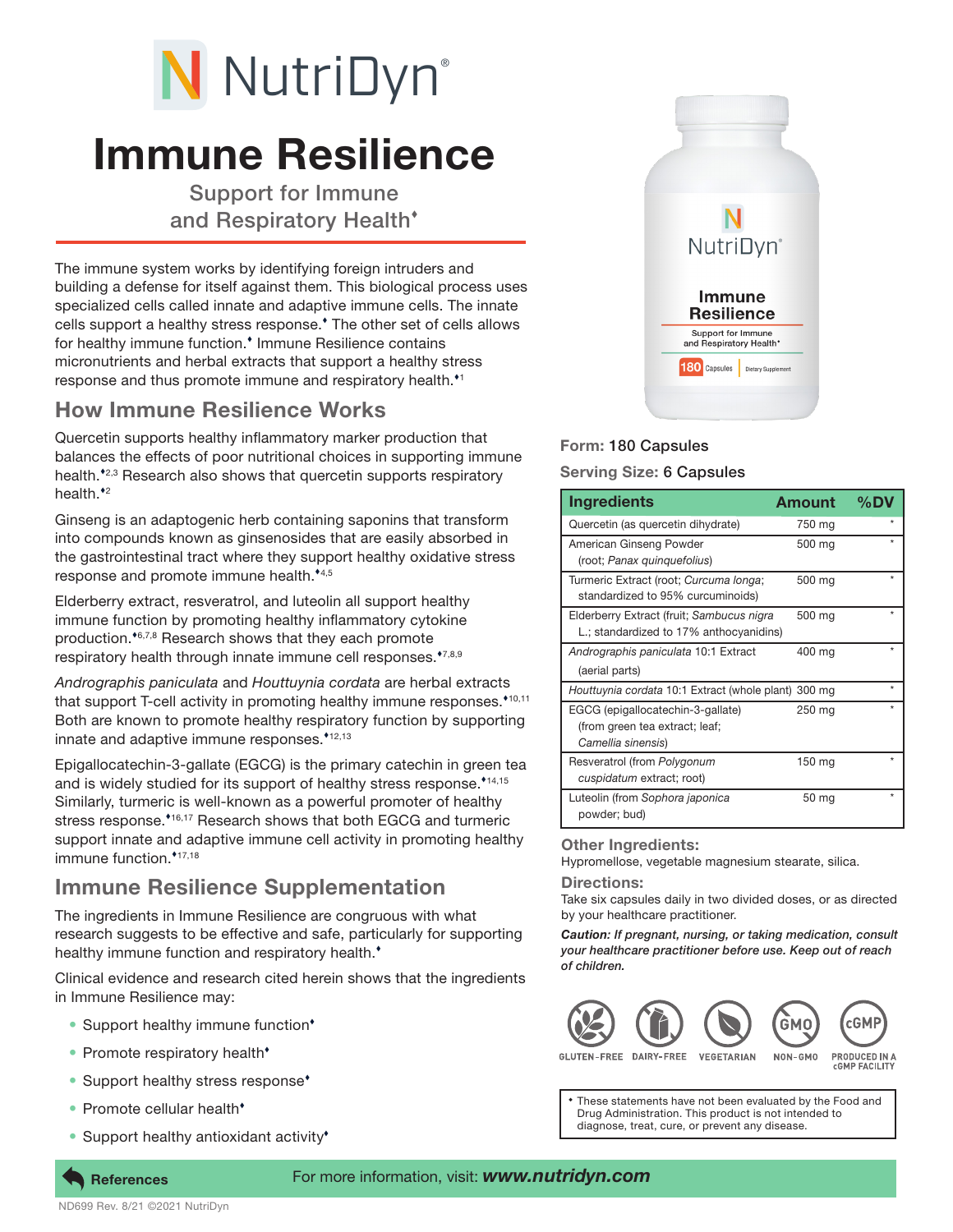# NutriDyn®

# Immune Resilience

Support for Immune and Respiratory Health♦

The immune system works by identifying foreign intruders and building a defense for itself against them. This biological process uses specialized cells called innate and adaptive immune cells. The innate cells support a healthy stress response.♦ The other set of cells allows for healthy immune function.♦ Immune Resilience contains micronutrients and herbal extracts that support a healthy stress response and thus promote immune and respiratory health.♦[1]

## How Immune Resilience Works

Quercetin supports healthy inflammatory marker production that balances the effects of poor nutritional choices in supporting immune health.♦[2,3] Research also shows that quercetin supports respiratory health.♦[2]

Ginseng is an adaptogenic herb containing saponins that transform into compounds known as ginsenosides that are easily absorbed in the gastrointestinal tract where they support healthy oxidative stress response and promote immune health.♦[4,5]

Elderberry extract, resveratrol, and luteolin all support healthy immune function by promoting healthy inflammatory cytokine production.♦[6,7,8] Research shows that they each promote respiratory health through innate immune cell responses.♦[7,8,9]

*Andrographis paniculata* and *Houttuynia cordata* are herbal extracts that support T-cell activity in promoting healthy immune responses.♦[10,11] Both are known to promote healthy respiratory function by supporting innate and adaptive immune responses.♦[12,13]

Epigallocatechin-3-gallate (EGCG) is the primary catechin in green tea and is widely studied for its support of healthy stress response.♦[14,15] Similarly, turmeric is well-known as a powerful promoter of healthy stress response.♦[16,17] Research shows that both EGCG and turmeric support innate and adaptive immune cell activity in promoting healthy immune function.♦[17,18]

## Immune Resilience Supplementation

The ingredients in Immune Resilience are congruous with what research suggests to be effective and safe, particularly for supporting healthy immune function and respiratory health.♦

Clinical evidence and research cited herein shows that the ingredients in Immune Resilience may:

- Support healthy immune function♦
- Promote respiratory health♦
- Support healthy stress response♦
- Promote cellular health♦
- Support healthy antioxidant activity♦

**Form:** 180 Capsules

**Serving Size:** 6 Capsules

| Ingredients | Amount | %DV |
|---|---|---|
| Quercetin (as quercetin dihydrate) | 750 mg | * |
| American Ginseng Powder (root; *Panax quinquefolius*) | 500 mg | * |
| Turmeric Extract (root; *Curcuma longa*; standardized to 95% curcuminoids) | 500 mg | * |
| Elderberry Extract (fruit; *Sambucus nigra* L.; standardized to 17% anthocyanidins) | 500 mg | * |
| *Andrographis paniculata* 10:1 Extract (aerial parts) | 400 mg | * |
| *Houttuynia cordata* 10:1 Extract (whole plant) | 300 mg | * |
| EGCG (epigallocatechin-3-gallate) (from green tea extract; leaf; *Camellia sinensis*) | 250 mg | * |
| Resveratrol (from *Polygonum cuspidatum* extract; root) | 150 mg | * |
| Luteolin (from *Sophora japonica* powder; bud) | 50 mg | * |

### Other Ingredients:

Hypromellose, vegetable magnesium stearate, silica.

### Directions:

Take six capsules daily in two divided doses, or as directed by your healthcare practitioner.

***Caution:** If pregnant, nursing, or taking medication, consult your healthcare practitioner before use. Keep out of reach of children.*

GLUTEN-FREE · DAIRY-FREE · VEGETARIAN · NON-GMO · PRODUCED IN A cGMP FACILITY

♦ These statements have not been evaluated by the Food and Drug Administration. This product is not intended to diagnose, treat, cure, or prevent any disease.

**References** For more information, visit: ***www.nutridyn.com***

ND699 Rev. 8/21 ©2021 NutriDyn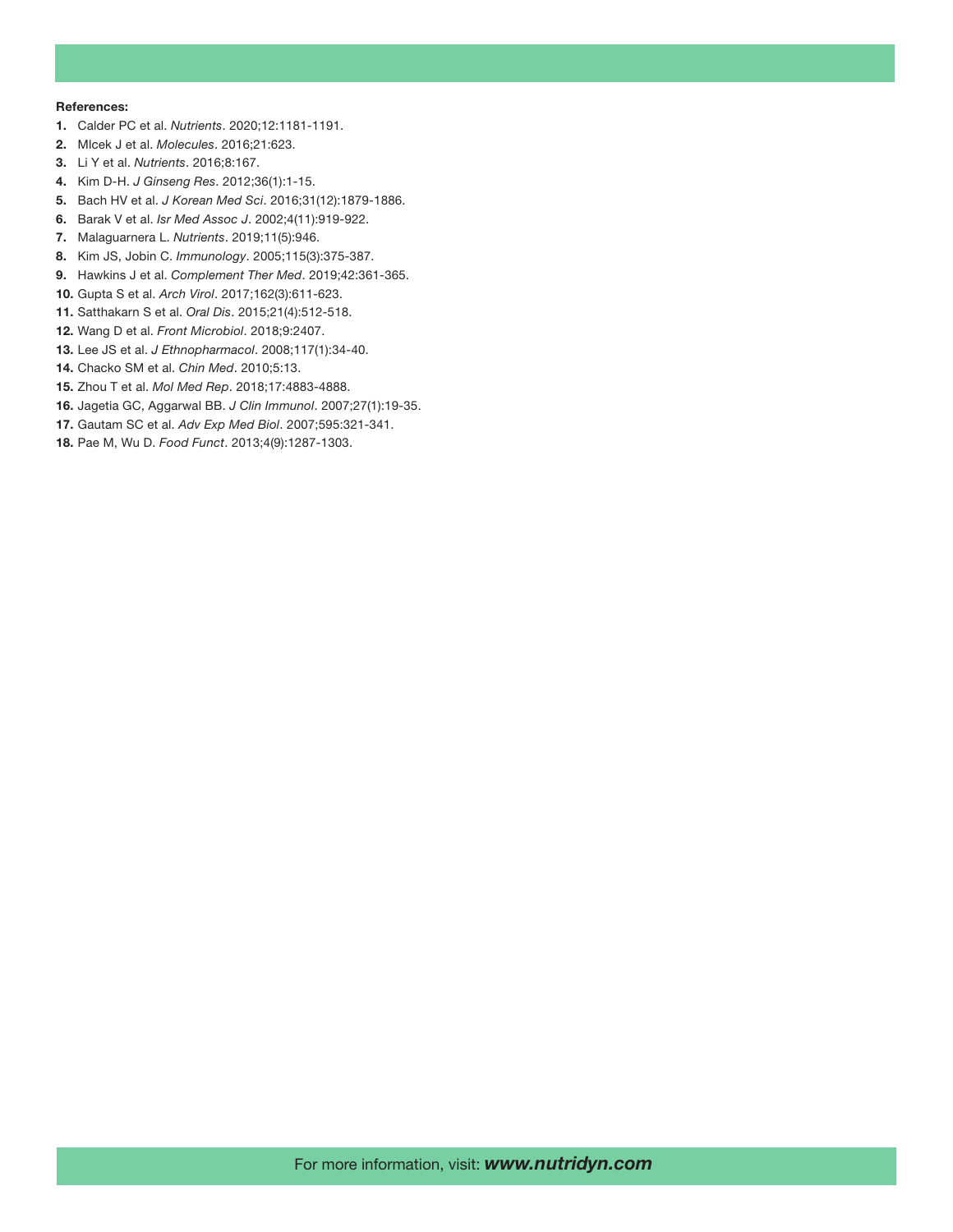**References:**

1. Calder PC et al. *Nutrients*. 2020;12:1181-1191.
2. Mlcek J et al. *Molecules*. 2016;21:623.
3. Li Y et al. *Nutrients*. 2016;8:167.
4. Kim D-H. *J Ginseng Res*. 2012;36(1):1-15.
5. Bach HV et al. *J Korean Med Sci*. 2016;31(12):1879-1886.
6. Barak V et al. *Isr Med Assoc J*. 2002;4(11):919-922.
7. Malaguarnera L. *Nutrients*. 2019;11(5):946.
8. Kim JS, Jobin C. *Immunology*. 2005;115(3):375-387.
9. Hawkins J et al. *Complement Ther Med*. 2019;42:361-365.
10. Gupta S et al. *Arch Virol*. 2017;162(3):611-623.
11. Satthakarn S et al. *Oral Dis*. 2015;21(4):512-518.
12. Wang D et al. *Front Microbiol*. 2018;9:2407.
13. Lee JS et al. *J Ethnopharmacol*. 2008;117(1):34-40.
14. Chacko SM et al. *Chin Med*. 2010;5:13.
15. Zhou T et al. *Mol Med Rep*. 2018;17:4883-4888.
16. Jagetia GC, Aggarwal BB. *J Clin Immunol*. 2007;27(1):19-35.
17. Gautam SC et al. *Adv Exp Med Biol*. 2007;595:321-341.
18. Pae M, Wu D. *Food Funct*. 2013;4(9):1287-1303.

For more information, visit: ***www.nutridyn.com***